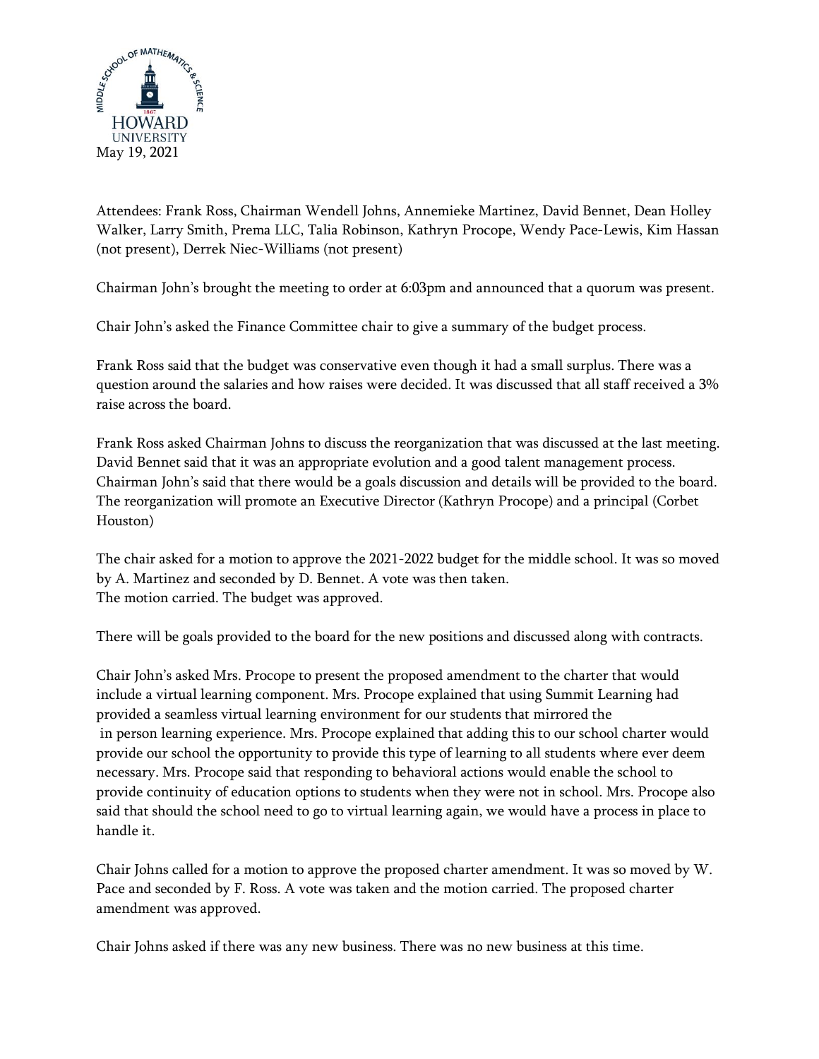May 19, 2021

Attendees: Frank Ross, Chairman Wendell Johns, Annemieke Martinez, David Bennet, Dean Holley Walker, Larry Smith, Prema LLC, Talia Robinson, Kathryn Procope, Wendy Pace-Lewis, Kim Hassan (not present), Derrek Niec-Williams (not present)

Chairman John's brought the meeting to order at 6:03pm and announced that a quorum was present.

Chair John's asked the Finance Committee chair to give a summary of the budget process.

Frank Ross said that the budget was conservative even though it had a small surplus. There was a question around the salaries and how raises were decided. It was discussed that all staff received a 3% raise across the board.

Frank Ross asked Chairman Johns to discuss the reorganization that was discussed at the last meeting. David Bennet said that it was an appropriate evolution and a good talent management process. Chairman John's said that there would be a goals discussion and details will be provided to the board. The reorganization will promote an Executive Director (Kathryn Procope) and a principal (Corbet Houston)

The chair asked for a motion to approve the 2021-2022 budget for the middle school. It was so moved by A. Martinez and seconded by D. Bennet. A vote was then taken.
The motion carried. The budget was approved.

There will be goals provided to the board for the new positions and discussed along with contracts.

Chair John's asked Mrs. Procope to present the proposed amendment to the charter that would include a virtual learning component. Mrs. Procope explained that using Summit Learning had provided a seamless virtual learning environment for our students that mirrored the in person learning experience. Mrs. Procope explained that adding this to our school charter would provide our school the opportunity to provide this type of learning to all students where ever deem necessary. Mrs. Procope said that responding to behavioral actions would enable the school to provide continuity of education options to students when they were not in school. Mrs. Procope also said that should the school need to go to virtual learning again, we would have a process in place to handle it.

Chair Johns called for a motion to approve the proposed charter amendment. It was so moved by W. Pace and seconded by F. Ross. A vote was taken and the motion carried. The proposed charter amendment was approved.

Chair Johns asked if there was any new business. There was no new business at this time.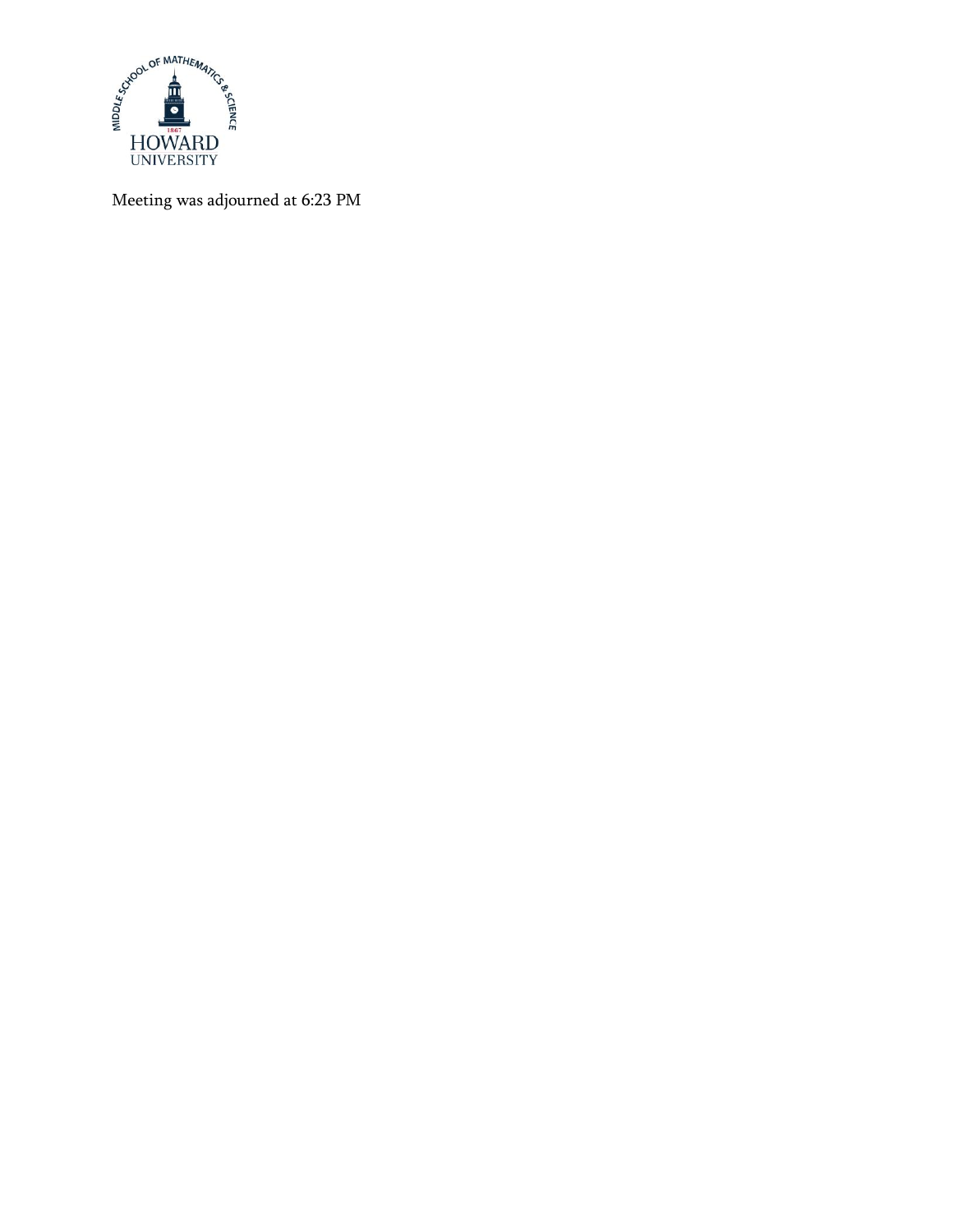Meeting was adjourned at 6:23 PM